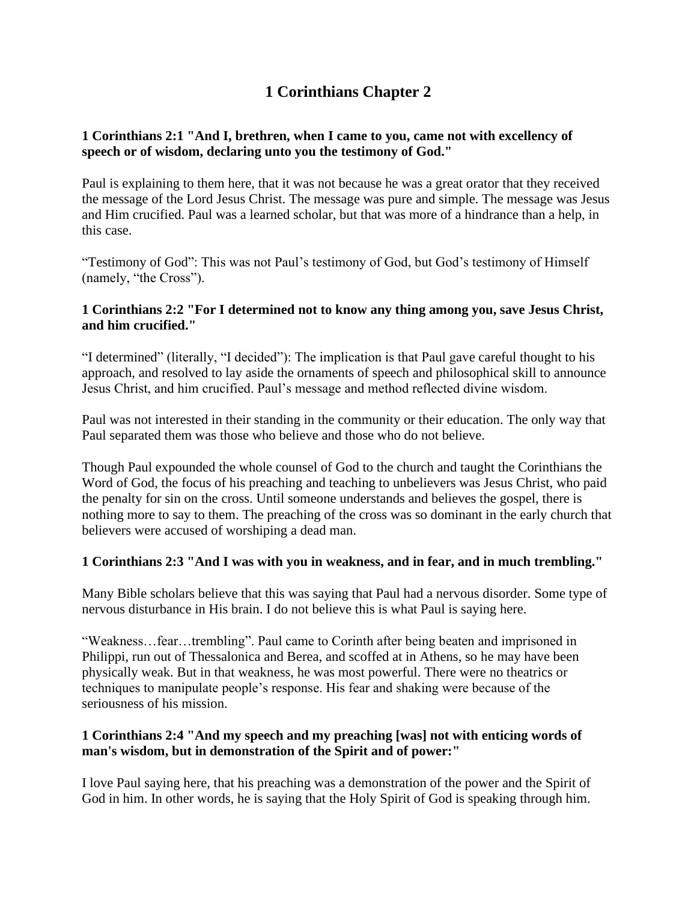# 1 Corinthians Chapter 2

**1 Corinthians 2:1 "And I, brethren, when I came to you, came not with excellency of speech or of wisdom, declaring unto you the testimony of God."**

Paul is explaining to them here, that it was not because he was a great orator that they received the message of the Lord Jesus Christ. The message was pure and simple. The message was Jesus and Him crucified. Paul was a learned scholar, but that was more of a hindrance than a help, in this case.

"Testimony of God": This was not Paul's testimony of God, but God's testimony of Himself (namely, "the Cross").

**1 Corinthians 2:2 "For I determined not to know any thing among you, save Jesus Christ, and him crucified."**

"I determined" (literally, "I decided"): The implication is that Paul gave careful thought to his approach, and resolved to lay aside the ornaments of speech and philosophical skill to announce Jesus Christ, and him crucified. Paul's message and method reflected divine wisdom.

Paul was not interested in their standing in the community or their education. The only way that Paul separated them was those who believe and those who do not believe.

Though Paul expounded the whole counsel of God to the church and taught the Corinthians the Word of God, the focus of his preaching and teaching to unbelievers was Jesus Christ, who paid the penalty for sin on the cross. Until someone understands and believes the gospel, there is nothing more to say to them. The preaching of the cross was so dominant in the early church that believers were accused of worshiping a dead man.

**1 Corinthians 2:3 "And I was with you in weakness, and in fear, and in much trembling."**

Many Bible scholars believe that this was saying that Paul had a nervous disorder. Some type of nervous disturbance in His brain. I do not believe this is what Paul is saying here.

"Weakness…fear…trembling". Paul came to Corinth after being beaten and imprisoned in Philippi, run out of Thessalonica and Berea, and scoffed at in Athens, so he may have been physically weak. But in that weakness, he was most powerful. There were no theatrics or techniques to manipulate people's response. His fear and shaking were because of the seriousness of his mission.

**1 Corinthians 2:4 "And my speech and my preaching [was] not with enticing words of man's wisdom, but in demonstration of the Spirit and of power:"**

I love Paul saying here, that his preaching was a demonstration of the power and the Spirit of God in him. In other words, he is saying that the Holy Spirit of God is speaking through him.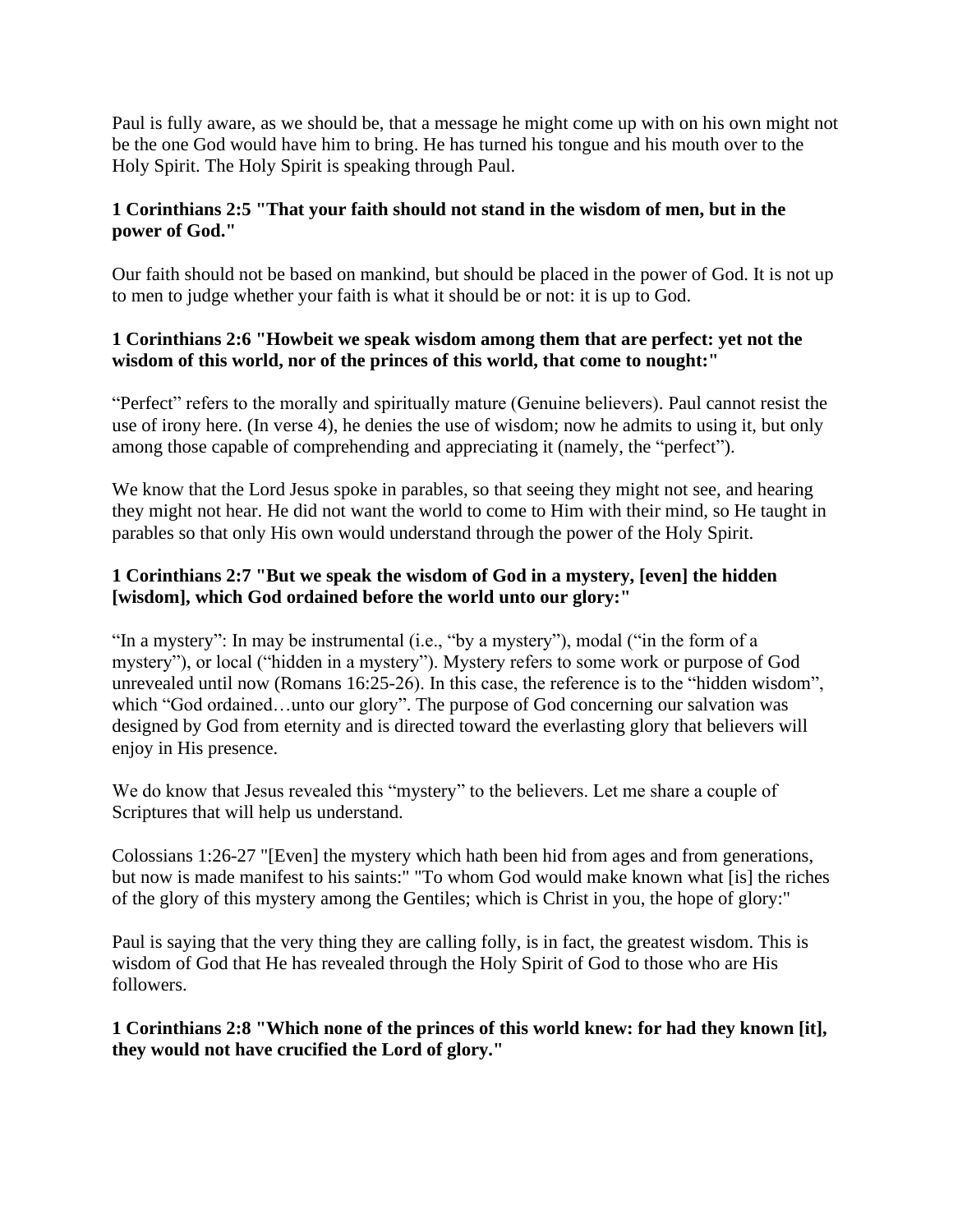Paul is fully aware, as we should be, that a message he might come up with on his own might not be the one God would have him to bring. He has turned his tongue and his mouth over to the Holy Spirit. The Holy Spirit is speaking through Paul.

**1 Corinthians 2:5 "That your faith should not stand in the wisdom of men, but in the power of God."**

Our faith should not be based on mankind, but should be placed in the power of God. It is not up to men to judge whether your faith is what it should be or not: it is up to God.

**1 Corinthians 2:6 "Howbeit we speak wisdom among them that are perfect: yet not the wisdom of this world, nor of the princes of this world, that come to nought:"**

"Perfect" refers to the morally and spiritually mature (Genuine believers). Paul cannot resist the use of irony here. (In verse 4), he denies the use of wisdom; now he admits to using it, but only among those capable of comprehending and appreciating it (namely, the "perfect").

We know that the Lord Jesus spoke in parables, so that seeing they might not see, and hearing they might not hear. He did not want the world to come to Him with their mind, so He taught in parables so that only His own would understand through the power of the Holy Spirit.

**1 Corinthians 2:7 "But we speak the wisdom of God in a mystery, [even] the hidden [wisdom], which God ordained before the world unto our glory:"**

"In a mystery": In may be instrumental (i.e., "by a mystery"), modal ("in the form of a mystery"), or local ("hidden in a mystery"). Mystery refers to some work or purpose of God unrevealed until now (Romans 16:25-26). In this case, the reference is to the "hidden wisdom", which "God ordained…unto our glory". The purpose of God concerning our salvation was designed by God from eternity and is directed toward the everlasting glory that believers will enjoy in His presence.

We do know that Jesus revealed this "mystery" to the believers. Let me share a couple of Scriptures that will help us understand.

Colossians 1:26-27 "[Even] the mystery which hath been hid from ages and from generations, but now is made manifest to his saints:" "To whom God would make known what [is] the riches of the glory of this mystery among the Gentiles; which is Christ in you, the hope of glory:"

Paul is saying that the very thing they are calling folly, is in fact, the greatest wisdom. This is wisdom of God that He has revealed through the Holy Spirit of God to those who are His followers.

**1 Corinthians 2:8 "Which none of the princes of this world knew: for had they known [it], they would not have crucified the Lord of glory."**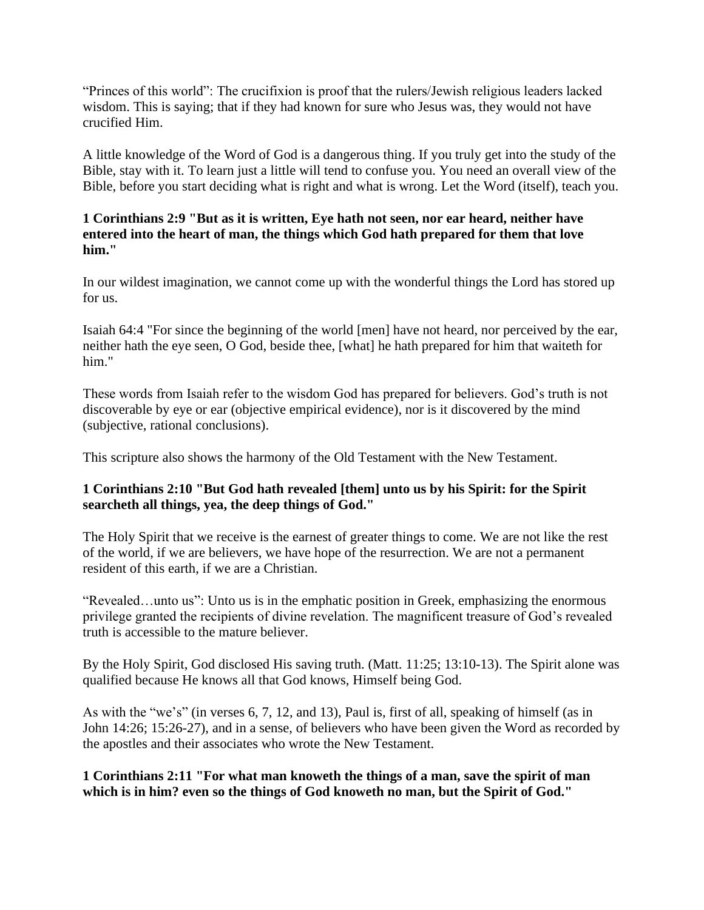“Princes of this world”: The crucifixion is proof that the rulers/Jewish religious leaders lacked wisdom. This is saying; that if they had known for sure who Jesus was, they would not have crucified Him.

A little knowledge of the Word of God is a dangerous thing. If you truly get into the study of the Bible, stay with it. To learn just a little will tend to confuse you. You need an overall view of the Bible, before you start deciding what is right and what is wrong. Let the Word (itself), teach you.

**1 Corinthians 2:9 "But as it is written, Eye hath not seen, nor ear heard, neither have entered into the heart of man, the things which God hath prepared for them that love him."**

In our wildest imagination, we cannot come up with the wonderful things the Lord has stored up for us.

Isaiah 64:4 "For since the beginning of the world [men] have not heard, nor perceived by the ear, neither hath the eye seen, O God, beside thee, [what] he hath prepared for him that waiteth for him."

These words from Isaiah refer to the wisdom God has prepared for believers. God’s truth is not discoverable by eye or ear (objective empirical evidence), nor is it discovered by the mind (subjective, rational conclusions).

This scripture also shows the harmony of the Old Testament with the New Testament.

**1 Corinthians 2:10 "But God hath revealed [them] unto us by his Spirit: for the Spirit searcheth all things, yea, the deep things of God."**

The Holy Spirit that we receive is the earnest of greater things to come. We are not like the rest of the world, if we are believers, we have hope of the resurrection. We are not a permanent resident of this earth, if we are a Christian.

“Revealed…unto us”: Unto us is in the emphatic position in Greek, emphasizing the enormous privilege granted the recipients of divine revelation. The magnificent treasure of God’s revealed truth is accessible to the mature believer.

By the Holy Spirit, God disclosed His saving truth. (Matt. 11:25; 13:10-13). The Spirit alone was qualified because He knows all that God knows, Himself being God.

As with the “we’s” (in verses 6, 7, 12, and 13), Paul is, first of all, speaking of himself (as in John 14:26; 15:26-27), and in a sense, of believers who have been given the Word as recorded by the apostles and their associates who wrote the New Testament.

**1 Corinthians 2:11 "For what man knoweth the things of a man, save the spirit of man which is in him? even so the things of God knoweth no man, but the Spirit of God."**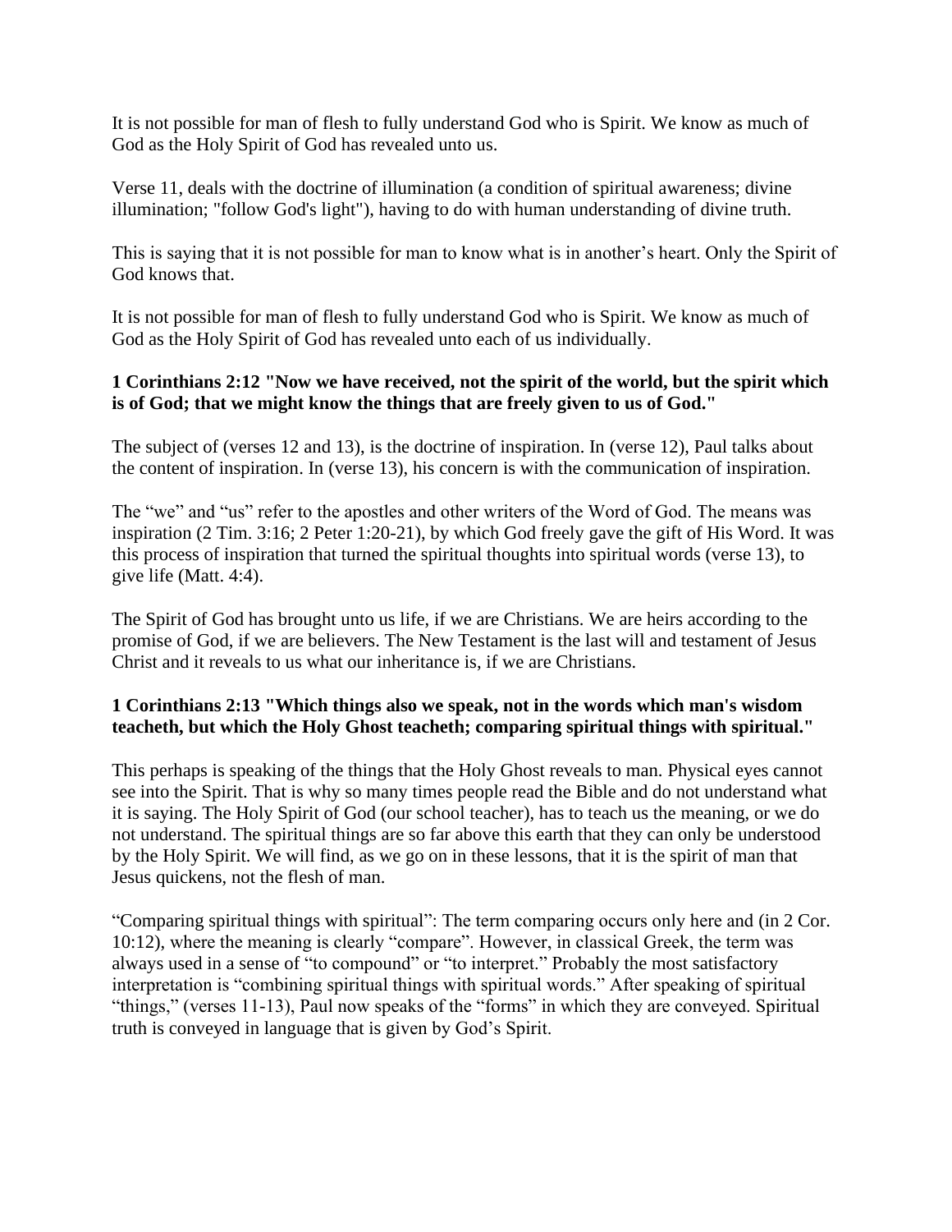It is not possible for man of flesh to fully understand God who is Spirit. We know as much of God as the Holy Spirit of God has revealed unto us.

Verse 11, deals with the doctrine of illumination (a condition of spiritual awareness; divine illumination; "follow God's light"), having to do with human understanding of divine truth.

This is saying that it is not possible for man to know what is in another's heart. Only the Spirit of God knows that.

It is not possible for man of flesh to fully understand God who is Spirit. We know as much of God as the Holy Spirit of God has revealed unto each of us individually.

**1 Corinthians 2:12 "Now we have received, not the spirit of the world, but the spirit which is of God; that we might know the things that are freely given to us of God."**

The subject of (verses 12 and 13), is the doctrine of inspiration. In (verse 12), Paul talks about the content of inspiration. In (verse 13), his concern is with the communication of inspiration.

The "we" and "us" refer to the apostles and other writers of the Word of God. The means was inspiration (2 Tim. 3:16; 2 Peter 1:20-21), by which God freely gave the gift of His Word. It was this process of inspiration that turned the spiritual thoughts into spiritual words (verse 13), to give life (Matt. 4:4).

The Spirit of God has brought unto us life, if we are Christians. We are heirs according to the promise of God, if we are believers. The New Testament is the last will and testament of Jesus Christ and it reveals to us what our inheritance is, if we are Christians.

**1 Corinthians 2:13 "Which things also we speak, not in the words which man's wisdom teacheth, but which the Holy Ghost teacheth; comparing spiritual things with spiritual."**

This perhaps is speaking of the things that the Holy Ghost reveals to man. Physical eyes cannot see into the Spirit. That is why so many times people read the Bible and do not understand what it is saying. The Holy Spirit of God (our school teacher), has to teach us the meaning, or we do not understand. The spiritual things are so far above this earth that they can only be understood by the Holy Spirit. We will find, as we go on in these lessons, that it is the spirit of man that Jesus quickens, not the flesh of man.

"Comparing spiritual things with spiritual": The term comparing occurs only here and (in 2 Cor. 10:12), where the meaning is clearly "compare". However, in classical Greek, the term was always used in a sense of "to compound" or "to interpret." Probably the most satisfactory interpretation is "combining spiritual things with spiritual words." After speaking of spiritual "things," (verses 11-13), Paul now speaks of the "forms" in which they are conveyed. Spiritual truth is conveyed in language that is given by God's Spirit.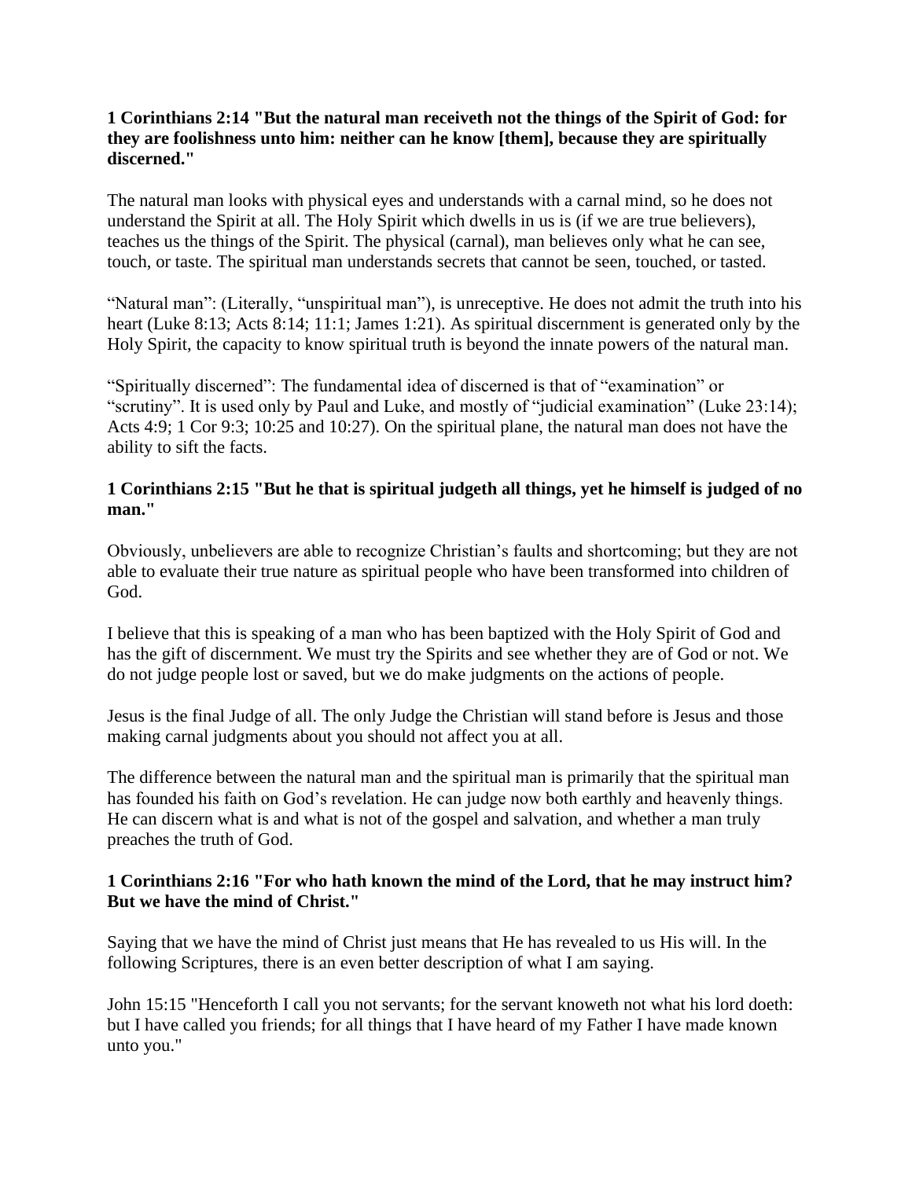**1 Corinthians 2:14 "But the natural man receiveth not the things of the Spirit of God: for they are foolishness unto him: neither can he know [them], because they are spiritually discerned."**

The natural man looks with physical eyes and understands with a carnal mind, so he does not understand the Spirit at all. The Holy Spirit which dwells in us is (if we are true believers), teaches us the things of the Spirit. The physical (carnal), man believes only what he can see, touch, or taste. The spiritual man understands secrets that cannot be seen, touched, or tasted.

"Natural man": (Literally, "unspiritual man"), is unreceptive. He does not admit the truth into his heart (Luke 8:13; Acts 8:14; 11:1; James 1:21). As spiritual discernment is generated only by the Holy Spirit, the capacity to know spiritual truth is beyond the innate powers of the natural man.

"Spiritually discerned": The fundamental idea of discerned is that of "examination" or "scrutiny". It is used only by Paul and Luke, and mostly of "judicial examination" (Luke 23:14); Acts 4:9; 1 Cor 9:3; 10:25 and 10:27). On the spiritual plane, the natural man does not have the ability to sift the facts.

**1 Corinthians 2:15 "But he that is spiritual judgeth all things, yet he himself is judged of no man."**

Obviously, unbelievers are able to recognize Christian's faults and shortcoming; but they are not able to evaluate their true nature as spiritual people who have been transformed into children of God.

I believe that this is speaking of a man who has been baptized with the Holy Spirit of God and has the gift of discernment. We must try the Spirits and see whether they are of God or not. We do not judge people lost or saved, but we do make judgments on the actions of people.

Jesus is the final Judge of all. The only Judge the Christian will stand before is Jesus and those making carnal judgments about you should not affect you at all.

The difference between the natural man and the spiritual man is primarily that the spiritual man has founded his faith on God's revelation. He can judge now both earthly and heavenly things. He can discern what is and what is not of the gospel and salvation, and whether a man truly preaches the truth of God.

**1 Corinthians 2:16 "For who hath known the mind of the Lord, that he may instruct him? But we have the mind of Christ."**

Saying that we have the mind of Christ just means that He has revealed to us His will. In the following Scriptures, there is an even better description of what I am saying.

John 15:15 "Henceforth I call you not servants; for the servant knoweth not what his lord doeth: but I have called you friends; for all things that I have heard of my Father I have made known unto you."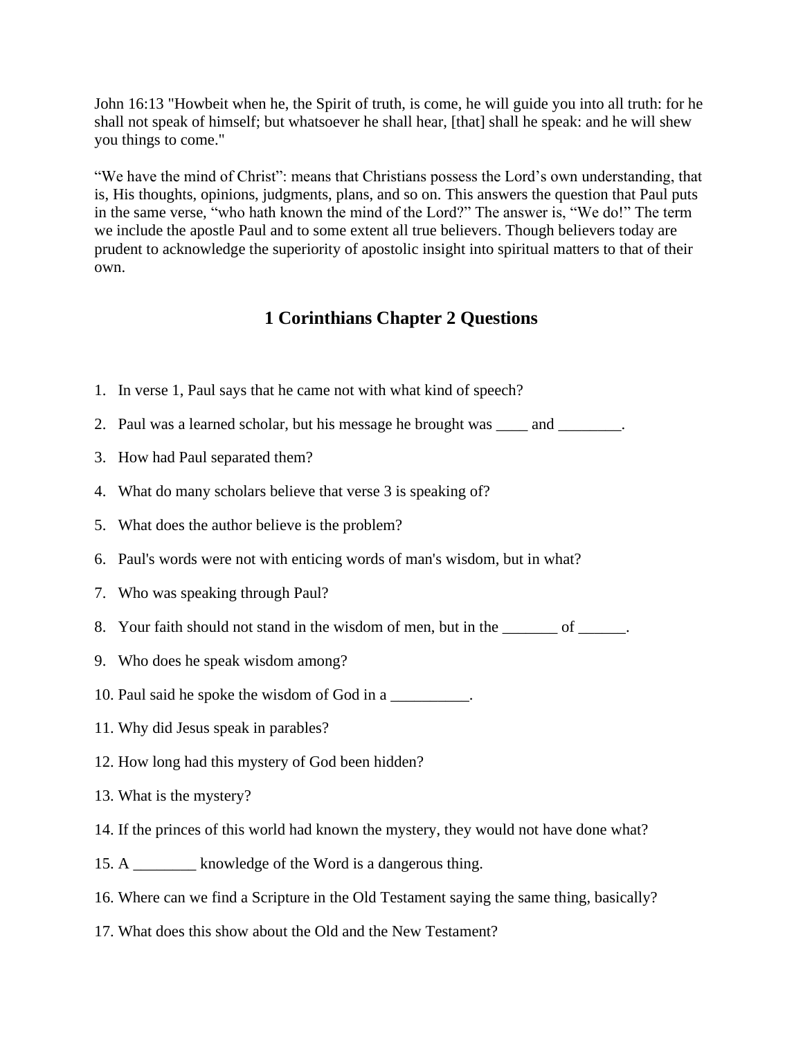John 16:13 "Howbeit when he, the Spirit of truth, is come, he will guide you into all truth: for he shall not speak of himself; but whatsoever he shall hear, [that] shall he speak: and he will shew you things to come."

“We have the mind of Christ”: means that Christians possess the Lord’s own understanding, that is, His thoughts, opinions, judgments, plans, and so on. This answers the question that Paul puts in the same verse, “who hath known the mind of the Lord?” The answer is, “We do!” The term we include the apostle Paul and to some extent all true believers. Though believers today are prudent to acknowledge the superiority of apostolic insight into spiritual matters to that of their own.

## 1 Corinthians Chapter 2 Questions

1. In verse 1, Paul says that he came not with what kind of speech?
2. Paul was a learned scholar, but his message he brought was ____ and ________.
3. How had Paul separated them?
4. What do many scholars believe that verse 3 is speaking of?
5. What does the author believe is the problem?
6. Paul's words were not with enticing words of man's wisdom, but in what?
7. Who was speaking through Paul?
8. Your faith should not stand in the wisdom of men, but in the _______ of ______.
9. Who does he speak wisdom among?
10. Paul said he spoke the wisdom of God in a __________.
11. Why did Jesus speak in parables?
12. How long had this mystery of God been hidden?
13. What is the mystery?
14. If the princes of this world had known the mystery, they would not have done what?
15. A ________ knowledge of the Word is a dangerous thing.
16. Where can we find a Scripture in the Old Testament saying the same thing, basically?
17. What does this show about the Old and the New Testament?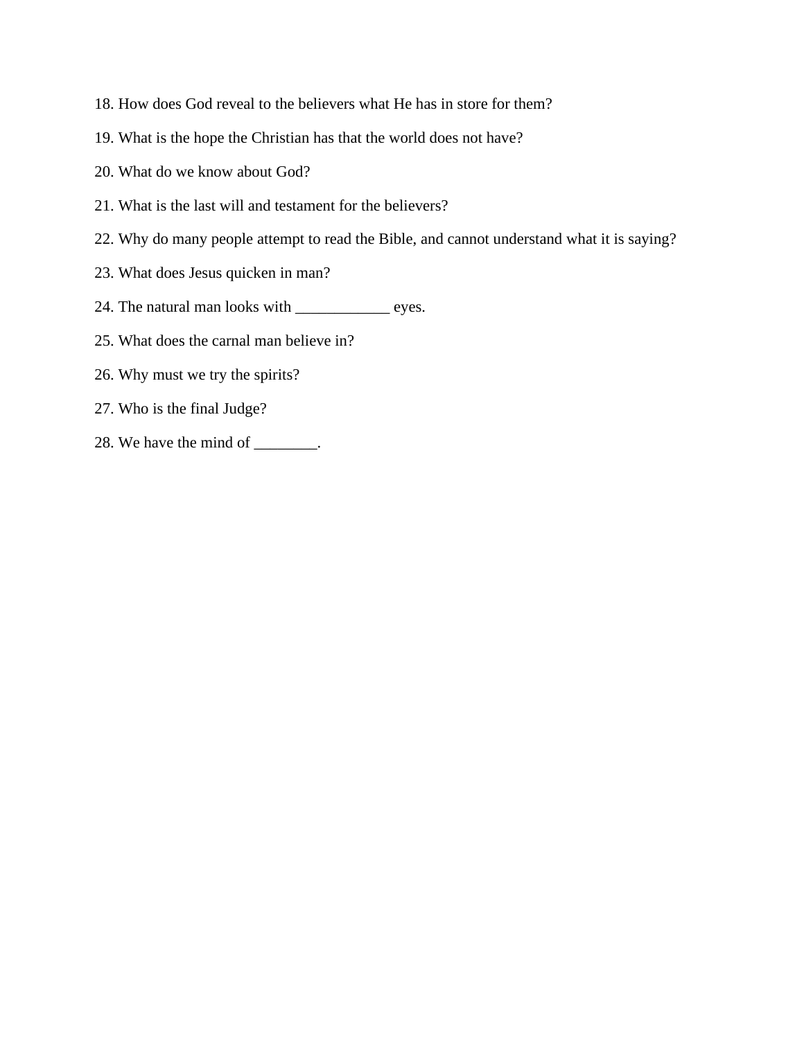18. How does God reveal to the believers what He has in store for them?

19. What is the hope the Christian has that the world does not have?

20. What do we know about God?

21. What is the last will and testament for the believers?

22. Why do many people attempt to read the Bible, and cannot understand what it is saying?

23. What does Jesus quicken in man?

24. The natural man looks with ____________ eyes.

25. What does the carnal man believe in?

26. Why must we try the spirits?

27. Who is the final Judge?

28. We have the mind of ________.